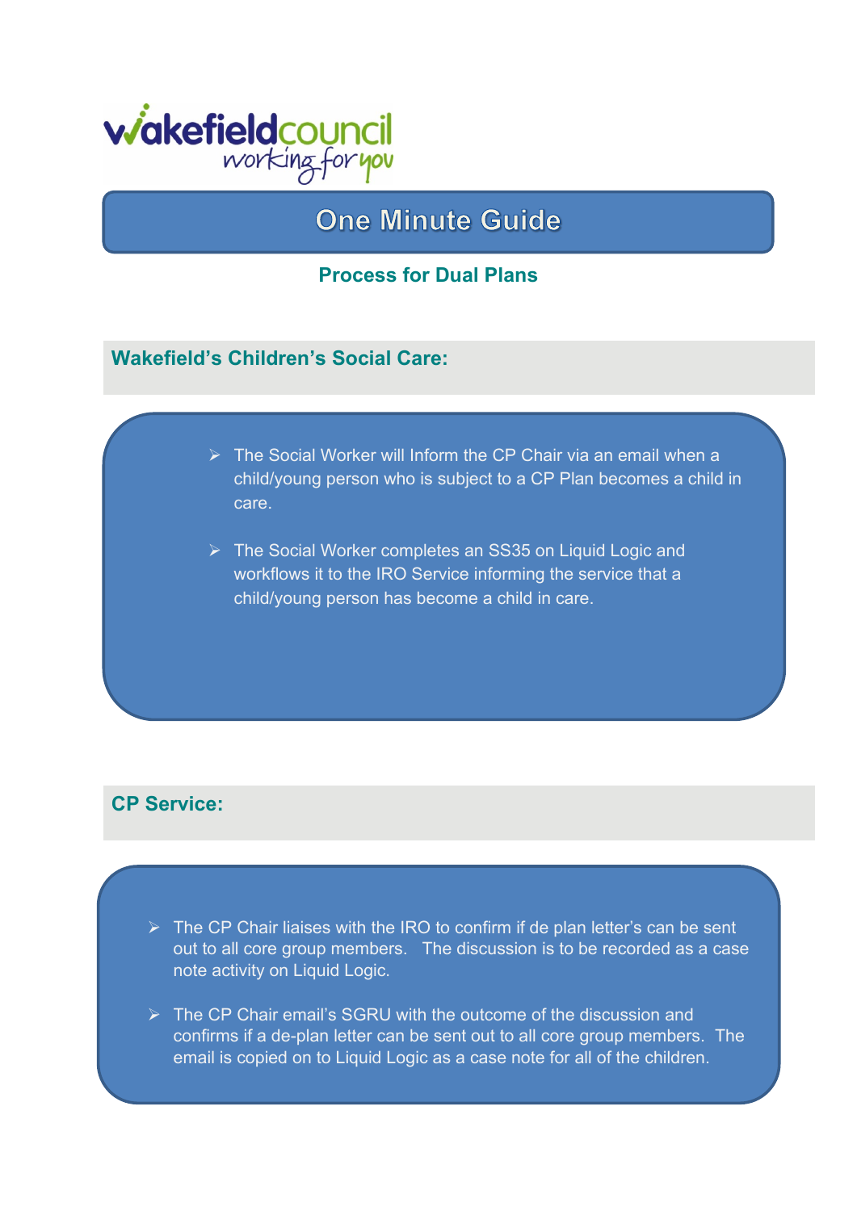# One Minute Guide

## Process for Dual Plans

### Wakefield's Children's Social Care:

- The Social Worker will Inform the CP Chair via an email when a child/young person who is subject to a CP Plan becomes a child in care.
- The Social Worker completes an SS35 on Liquid Logic and workflows it to the IRO Service informing the service that a child/young person has become a child in care.

### CP Service:

- The CP Chair liaises with the IRO to confirm if de plan letter's can be sent out to all core group members. The discussion is to be recorded as a case note activity on Liquid Logic.
- The CP Chair email's SGRU with the outcome of the discussion and confirms if a de-plan letter can be sent out to all core group members. The email is copied on to Liquid Logic as a case note for all of the children.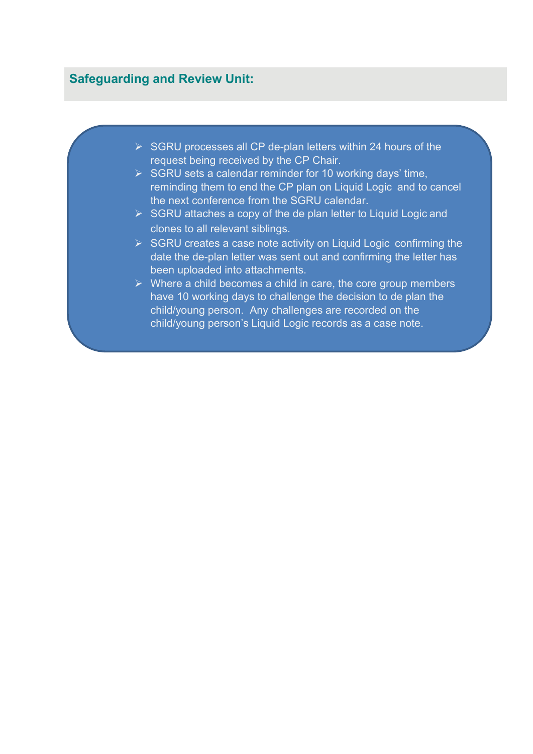## Safeguarding and Review Unit:

- SGRU processes all CP de-plan letters within 24 hours of the request being received by the CP Chair.
- SGRU sets a calendar reminder for 10 working days' time, reminding them to end the CP plan on Liquid Logic and to cancel the next conference from the SGRU calendar.
- SGRU attaches a copy of the de plan letter to Liquid Logic and clones to all relevant siblings.
- SGRU creates a case note activity on Liquid Logic confirming the date the de-plan letter was sent out and confirming the letter has been uploaded into attachments.
- Where a child becomes a child in care, the core group members have 10 working days to challenge the decision to de plan the child/young person. Any challenges are recorded on the child/young person's Liquid Logic records as a case note.